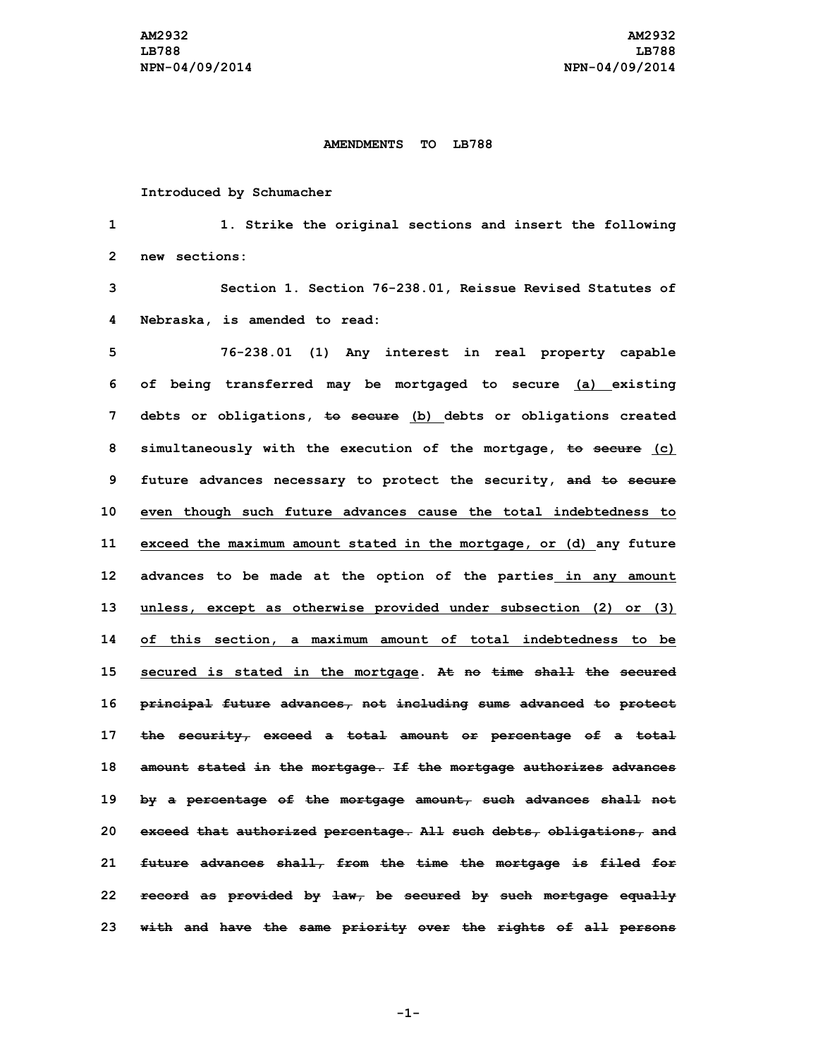**AMENDMENTS TO LB788**

Introduced by Schumacher

1. Strike the original sections and insert the following new sections:

Section 1. Section 76-238.01, Reissue Revised Statutes of Nebraska, is amended to read:

76-238.01 (1) Any interest in real property capable of being transferred may be mortgaged to secure <u>(a)</u> existing debts or obligations, ~~to secure~~ <u>(b)</u> debts or obligations created simultaneously with the execution of the mortgage, ~~to secure~~ <u>(c)</u> future advances necessary to protect the security, ~~and to secure~~ <u>even though such future advances cause the total indebtedness to exceed the maximum amount stated in the mortgage, or (d)</u> any future advances to be made at the option of the parties <u>in any amount unless, except as otherwise provided under subsection (2) or (3) of this section, a maximum amount of total indebtedness to be secured is stated in the mortgage</u>. ~~At no time shall the secured principal future advances, not including sums advanced to protect the security, exceed a total amount or percentage of a total amount stated in the mortgage. If the mortgage authorizes advances by a percentage of the mortgage amount, such advances shall not exceed that authorized percentage. All such debts, obligations, and future advances shall, from the time the mortgage is filed for record as provided by law, be secured by such mortgage equally with and have the same priority over the rights of all persons~~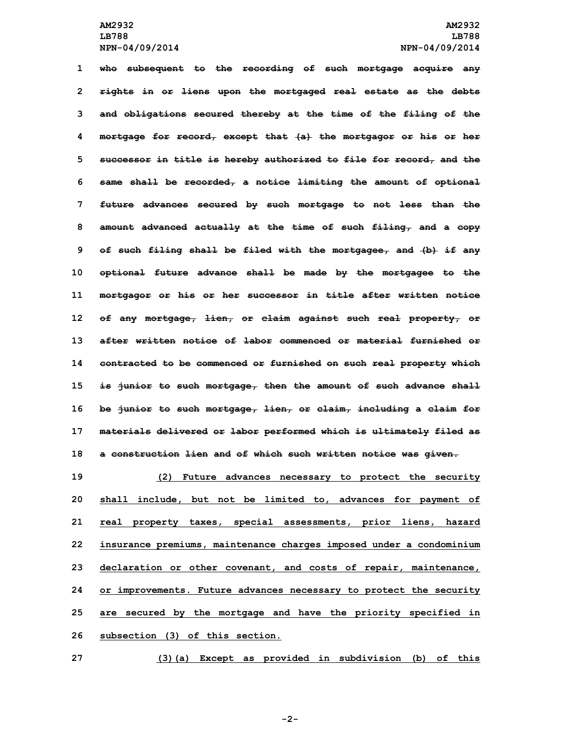~~who subsequent to the recording of such mortgage acquire any rights in or liens upon the mortgaged real estate as the debts and obligations secured thereby at the time of the filing of the mortgage for record, except that (a) the mortgagor or his or her successor in title is hereby authorized to file for record, and the same shall be recorded, a notice limiting the amount of optional future advances secured by such mortgage to not less than the amount advanced actually at the time of such filing, and a copy of such filing shall be filed with the mortgagee, and (b) if any optional future advance shall be made by the mortgagee to the mortgagor or his or her successor in title after written notice of any mortgage, lien, or claim against such real property, or after written notice of labor commenced or material furnished or contracted to be commenced or furnished on such real property which is junior to such mortgage, then the amount of such advance shall be junior to such mortgage, lien, or claim, including a claim for materials delivered or labor performed which is ultimately filed as a construction lien and of which such written notice was given.~~

<u>(2) Future advances necessary to protect the security shall include, but not be limited to, advances for payment of real property taxes, special assessments, prior liens, hazard insurance premiums, maintenance charges imposed under a condominium declaration or other covenant, and costs of repair, maintenance, or improvements. Future advances necessary to protect the security are secured by the mortgage and have the priority specified in subsection (3) of this section.</u>

<u>(3)(a) Except as provided in subdivision (b) of this</u>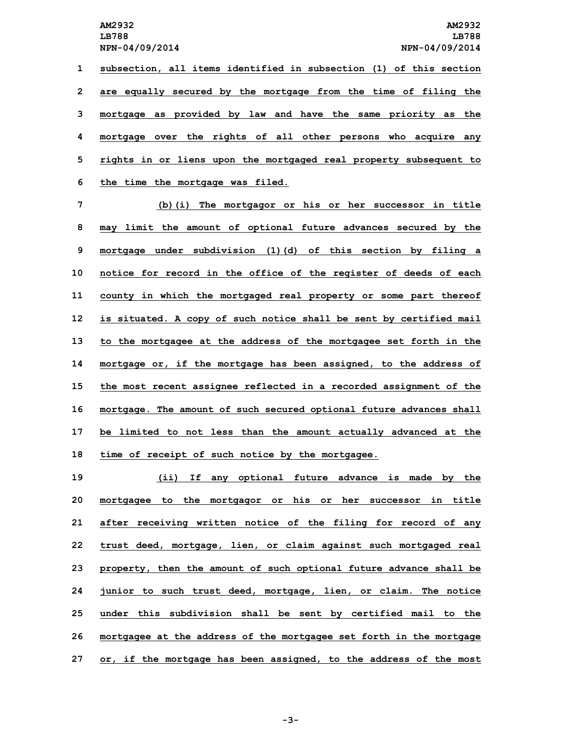subsection, all items identified in subsection (1) of this section are equally secured by the mortgage from the time of filing the mortgage as provided by law and have the same priority as the mortgage over the rights of all other persons who acquire any rights in or liens upon the mortgaged real property subsequent to the time the mortgage was filed.

(b)(i) The mortgagor or his or her successor in title may limit the amount of optional future advances secured by the mortgage under subdivision (1)(d) of this section by filing a notice for record in the office of the register of deeds of each county in which the mortgaged real property or some part thereof is situated. A copy of such notice shall be sent by certified mail to the mortgagee at the address of the mortgagee set forth in the mortgage or, if the mortgage has been assigned, to the address of the most recent assignee reflected in a recorded assignment of the mortgage. The amount of such secured optional future advances shall be limited to not less than the amount actually advanced at the time of receipt of such notice by the mortgagee.

(ii) If any optional future advance is made by the mortgagee to the mortgagor or his or her successor in title after receiving written notice of the filing for record of any trust deed, mortgage, lien, or claim against such mortgaged real property, then the amount of such optional future advance shall be junior to such trust deed, mortgage, lien, or claim. The notice under this subdivision shall be sent by certified mail to the mortgagee at the address of the mortgagee set forth in the mortgage or, if the mortgage has been assigned, to the address of the most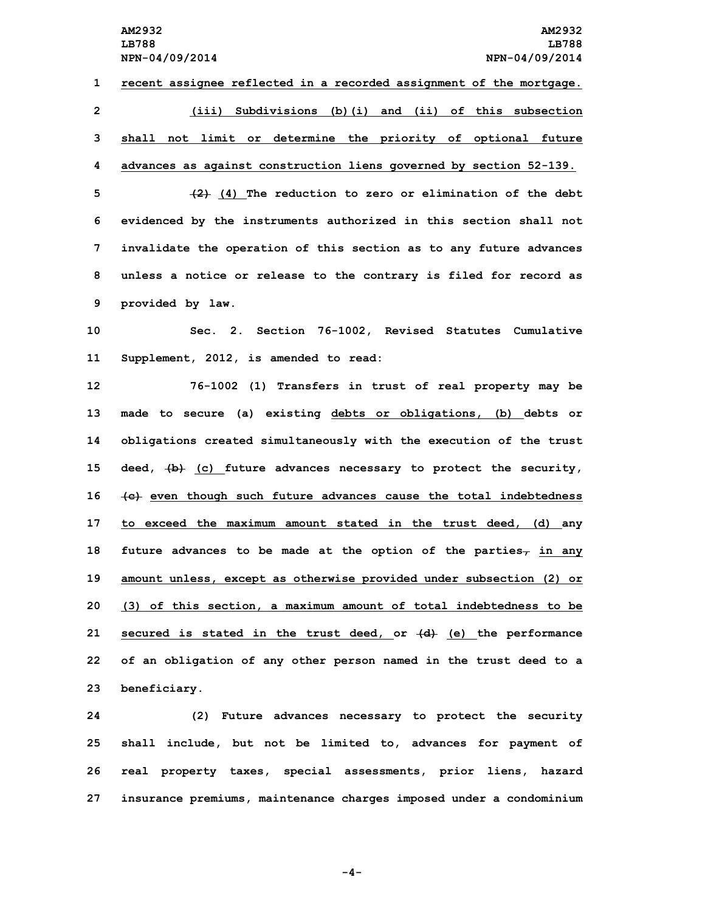recent assignee reflected in a recorded assignment of the mortgage.

(iii) Subdivisions (b)(i) and (ii) of this subsection shall not limit or determine the priority of optional future advances as against construction liens governed by section 52-139.

~~(2)~~ (4) The reduction to zero or elimination of the debt evidenced by the instruments authorized in this section shall not invalidate the operation of this section as to any future advances unless a notice or release to the contrary is filed for record as provided by law.

Sec. 2. Section 76-1002, Revised Statutes Cumulative Supplement, 2012, is amended to read:

76-1002 (1) Transfers in trust of real property may be made to secure (a) existing debts or obligations, (b) debts or obligations created simultaneously with the execution of the trust deed, ~~(b)~~ (c) future advances necessary to protect the security, ~~(c)~~ even though such future advances cause the total indebtedness to exceed the maximum amount stated in the trust deed, (d) any future advances to be made at the option of the parties~~,~~ in any amount unless, except as otherwise provided under subsection (2) or (3) of this section, a maximum amount of total indebtedness to be secured is stated in the trust deed, or ~~(d)~~ (e) the performance of an obligation of any other person named in the trust deed to a beneficiary.

(2) Future advances necessary to protect the security shall include, but not be limited to, advances for payment of real property taxes, special assessments, prior liens, hazard insurance premiums, maintenance charges imposed under a condominium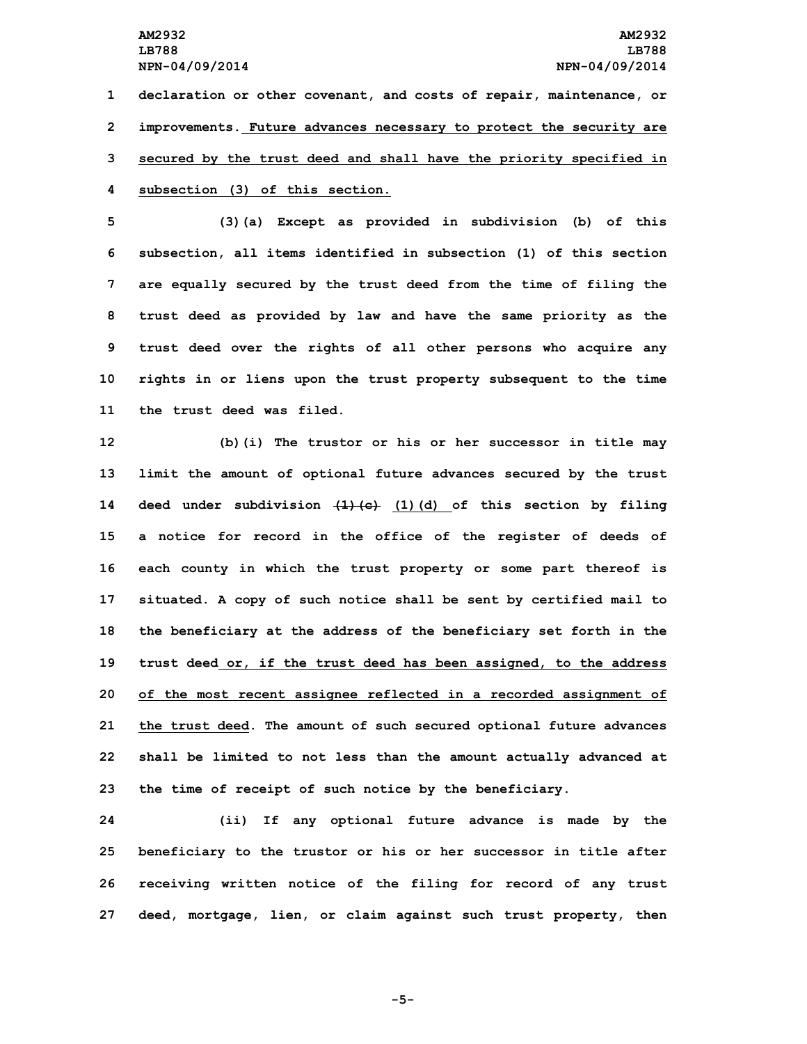declaration or other covenant, and costs of repair, maintenance, or improvements. Future advances necessary to protect the security are secured by the trust deed and shall have the priority specified in subsection (3) of this section.

(3)(a) Except as provided in subdivision (b) of this subsection, all items identified in subsection (1) of this section are equally secured by the trust deed from the time of filing the trust deed as provided by law and have the same priority as the trust deed over the rights of all other persons who acquire any rights in or liens upon the trust property subsequent to the time the trust deed was filed.

(b)(i) The trustor or his or her successor in title may limit the amount of optional future advances secured by the trust deed under subdivision ~~(1)(c)~~ (1)(d) of this section by filing a notice for record in the office of the register of deeds of each county in which the trust property or some part thereof is situated. A copy of such notice shall be sent by certified mail to the beneficiary at the address of the beneficiary set forth in the trust deed or, if the trust deed has been assigned, to the address of the most recent assignee reflected in a recorded assignment of the trust deed. The amount of such secured optional future advances shall be limited to not less than the amount actually advanced at the time of receipt of such notice by the beneficiary.

(ii) If any optional future advance is made by the beneficiary to the trustor or his or her successor in title after receiving written notice of the filing for record of any trust deed, mortgage, lien, or claim against such trust property, then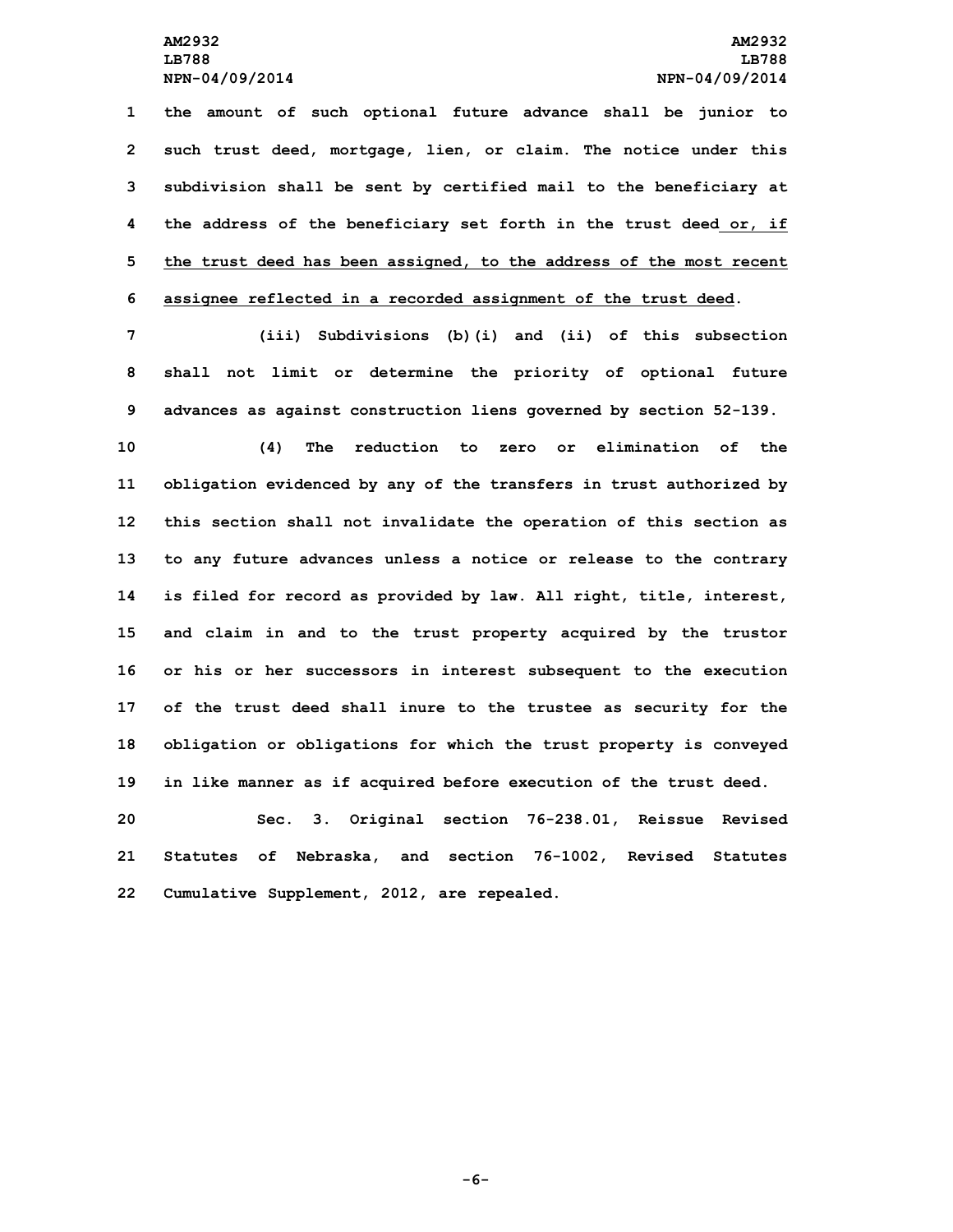the amount of such optional future advance shall be junior to such trust deed, mortgage, lien, or claim. The notice under this subdivision shall be sent by certified mail to the beneficiary at the address of the beneficiary set forth in the trust deed or, if the trust deed has been assigned, to the address of the most recent assignee reflected in a recorded assignment of the trust deed.

(iii) Subdivisions (b)(i) and (ii) of this subsection shall not limit or determine the priority of optional future advances as against construction liens governed by section 52-139.

(4) The reduction to zero or elimination of the obligation evidenced by any of the transfers in trust authorized by this section shall not invalidate the operation of this section as to any future advances unless a notice or release to the contrary is filed for record as provided by law. All right, title, interest, and claim in and to the trust property acquired by the trustor or his or her successors in interest subsequent to the execution of the trust deed shall inure to the trustee as security for the obligation or obligations for which the trust property is conveyed in like manner as if acquired before execution of the trust deed.

Sec. 3. Original section 76-238.01, Reissue Revised Statutes of Nebraska, and section 76-1002, Revised Statutes Cumulative Supplement, 2012, are repealed.